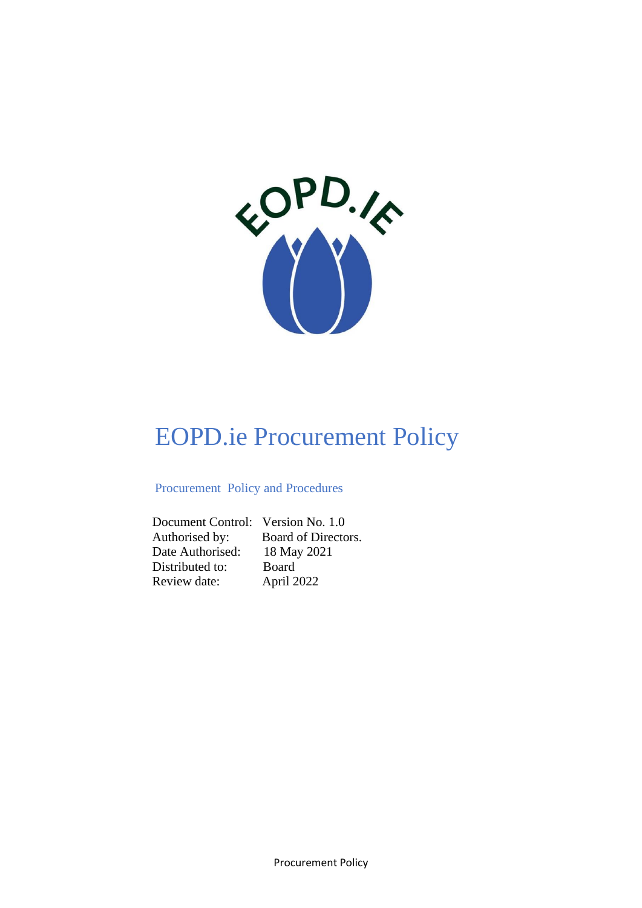# EOPD.ie Procurement Policy

## Procurement Policy and Procedures

Document Control: Version No. 1.0
Authorised by: Board of Directors.
Date Authorised: 18 May 2021
Distributed to: Board
Review date: April 2022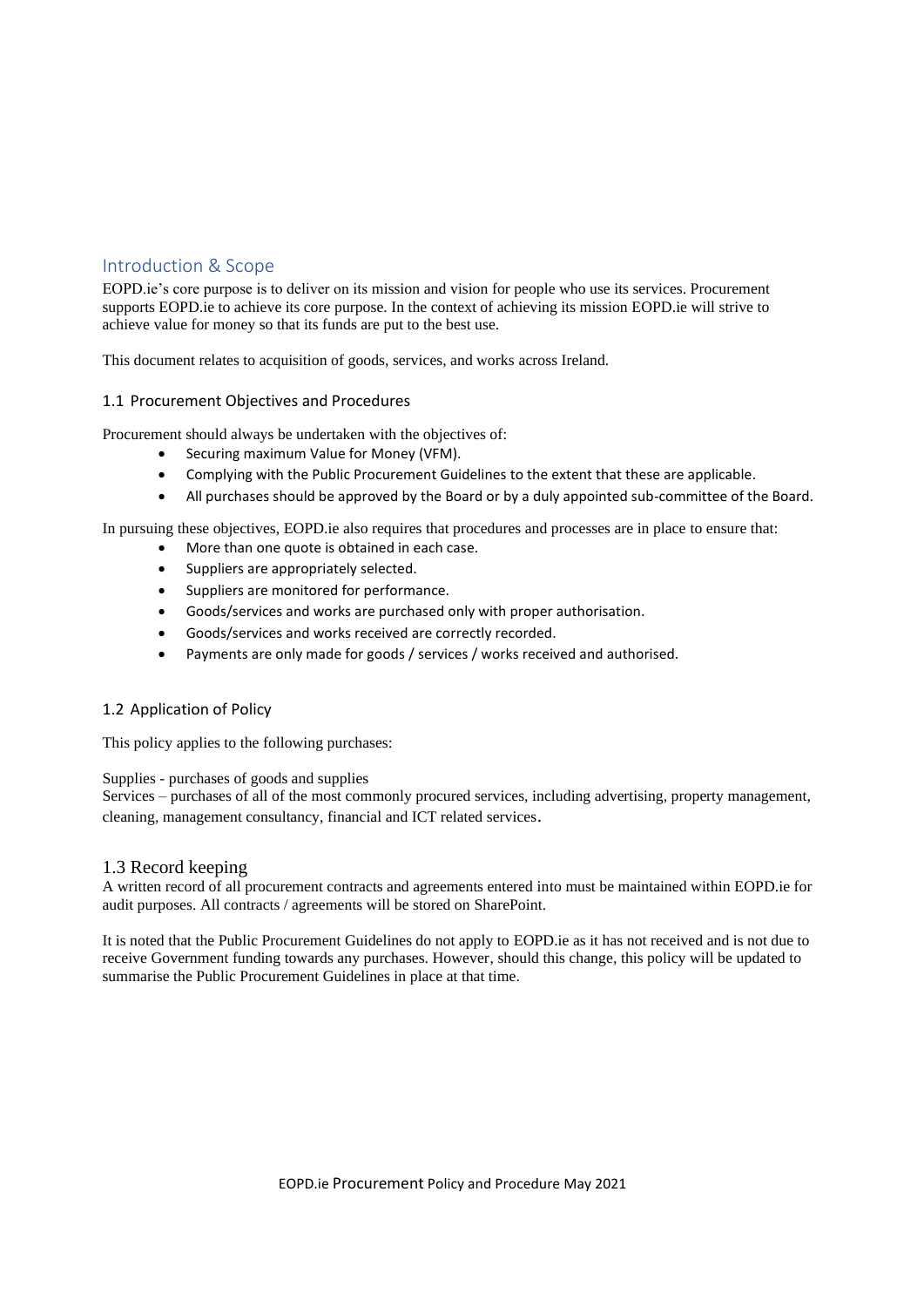## Introduction & Scope

EOPD.ie's core purpose is to deliver on its mission and vision for people who use its services. Procurement supports EOPD.ie to achieve its core purpose. In the context of achieving its mission EOPD.ie will strive to achieve value for money so that its funds are put to the best use.

This document relates to acquisition of goods, services, and works across Ireland.

### 1.1 Procurement Objectives and Procedures

Procurement should always be undertaken with the objectives of:

- Securing maximum Value for Money (VFM).
- Complying with the Public Procurement Guidelines to the extent that these are applicable.
- All purchases should be approved by the Board or by a duly appointed sub-committee of the Board.

In pursuing these objectives, EOPD.ie also requires that procedures and processes are in place to ensure that:

- More than one quote is obtained in each case.
- Suppliers are appropriately selected.
- Suppliers are monitored for performance.
- Goods/services and works are purchased only with proper authorisation.
- Goods/services and works received are correctly recorded.
- Payments are only made for goods / services / works received and authorised.

### 1.2 Application of Policy

This policy applies to the following purchases:

Supplies - purchases of goods and supplies
Services – purchases of all of the most commonly procured services, including advertising, property management, cleaning, management consultancy, financial and ICT related services.

### 1.3 Record keeping

A written record of all procurement contracts and agreements entered into must be maintained within EOPD.ie for audit purposes. All contracts / agreements will be stored on SharePoint.

It is noted that the Public Procurement Guidelines do not apply to EOPD.ie as it has not received and is not due to receive Government funding towards any purchases. However, should this change, this policy will be updated to summarise the Public Procurement Guidelines in place at that time.